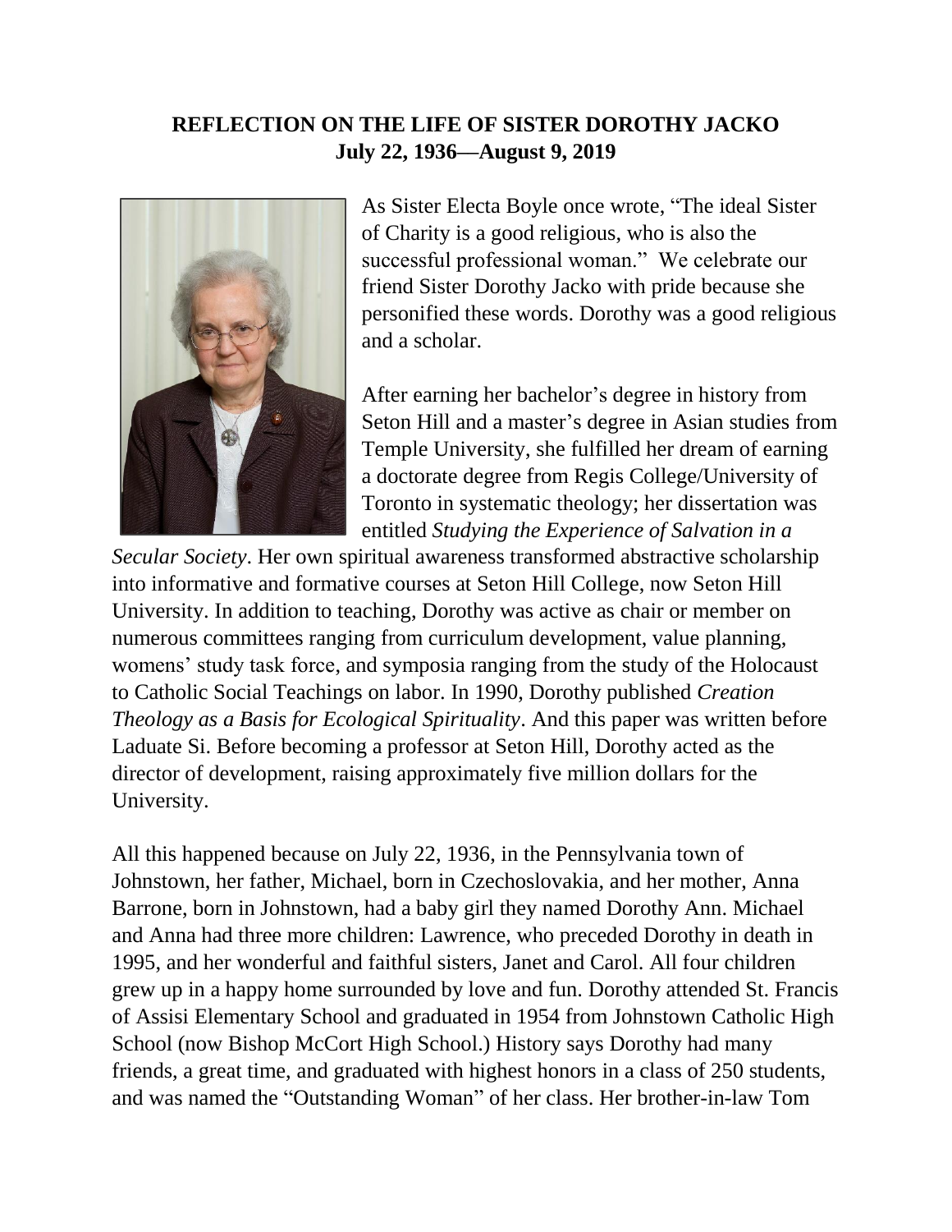**REFLECTION ON THE LIFE OF SISTER DOROTHY JACKO**
**July 22, 1936—August 9, 2019**

As Sister Electa Boyle once wrote, "The ideal Sister of Charity is a good religious, who is also the successful professional woman." We celebrate our friend Sister Dorothy Jacko with pride because she personified these words. Dorothy was a good religious and a scholar.

After earning her bachelor's degree in history from Seton Hill and a master's degree in Asian studies from Temple University, she fulfilled her dream of earning a doctorate degree from Regis College/University of Toronto in systematic theology; her dissertation was entitled *Studying the Experience of Salvation in a Secular Society*. Her own spiritual awareness transformed abstractive scholarship into informative and formative courses at Seton Hill College, now Seton Hill University. In addition to teaching, Dorothy was active as chair or member on numerous committees ranging from curriculum development, value planning, womens' study task force, and symposia ranging from the study of the Holocaust to Catholic Social Teachings on labor. In 1990, Dorothy published *Creation Theology as a Basis for Ecological Spirituality*. And this paper was written before Laduate Si. Before becoming a professor at Seton Hill, Dorothy acted as the director of development, raising approximately five million dollars for the University.

All this happened because on July 22, 1936, in the Pennsylvania town of Johnstown, her father, Michael, born in Czechoslovakia, and her mother, Anna Barrone, born in Johnstown, had a baby girl they named Dorothy Ann. Michael and Anna had three more children: Lawrence, who preceded Dorothy in death in 1995, and her wonderful and faithful sisters, Janet and Carol. All four children grew up in a happy home surrounded by love and fun. Dorothy attended St. Francis of Assisi Elementary School and graduated in 1954 from Johnstown Catholic High School (now Bishop McCort High School.) History says Dorothy had many friends, a great time, and graduated with highest honors in a class of 250 students, and was named the "Outstanding Woman" of her class. Her brother-in-law Tom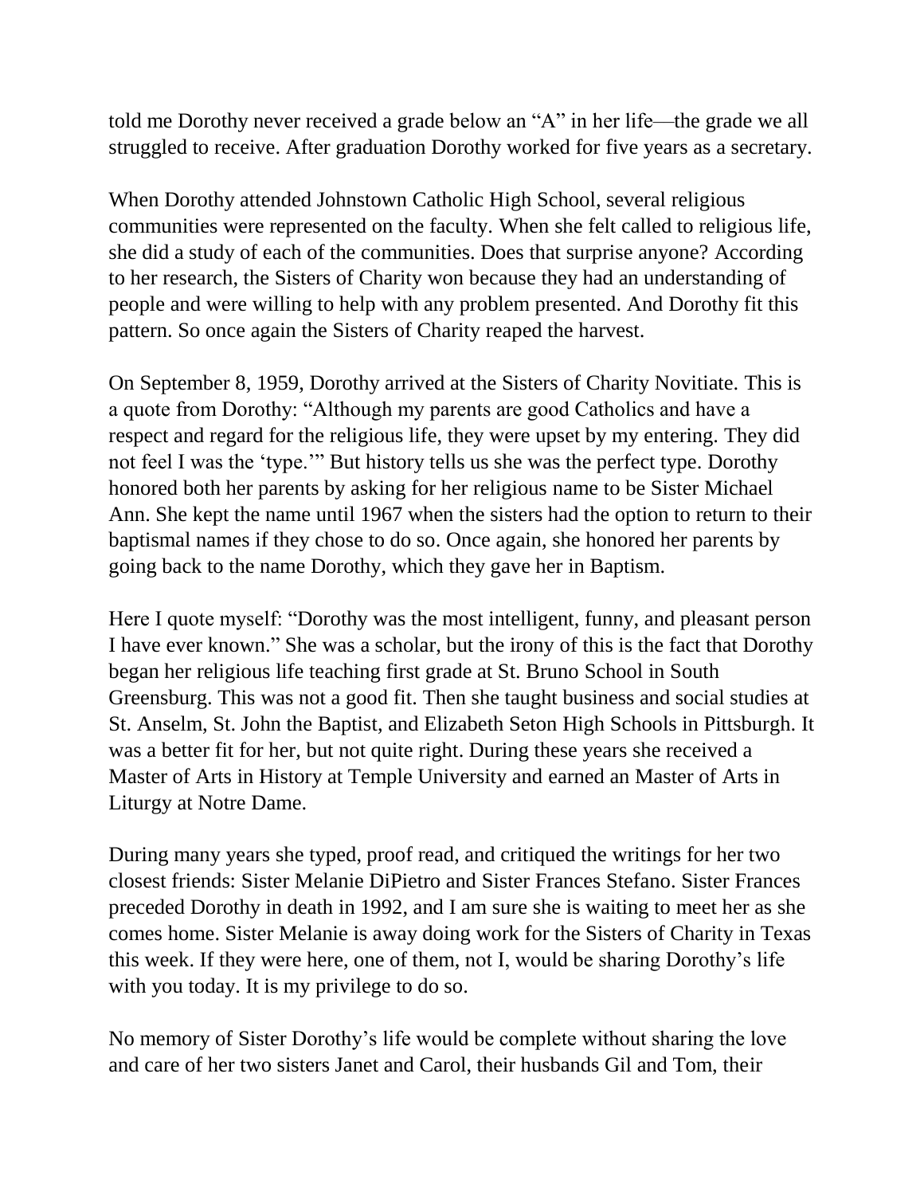told me Dorothy never received a grade below an "A" in her life—the grade we all struggled to receive. After graduation Dorothy worked for five years as a secretary.

When Dorothy attended Johnstown Catholic High School, several religious communities were represented on the faculty. When she felt called to religious life, she did a study of each of the communities. Does that surprise anyone? According to her research, the Sisters of Charity won because they had an understanding of people and were willing to help with any problem presented. And Dorothy fit this pattern. So once again the Sisters of Charity reaped the harvest.

On September 8, 1959, Dorothy arrived at the Sisters of Charity Novitiate. This is a quote from Dorothy: "Although my parents are good Catholics and have a respect and regard for the religious life, they were upset by my entering. They did not feel I was the 'type.'" But history tells us she was the perfect type. Dorothy honored both her parents by asking for her religious name to be Sister Michael Ann. She kept the name until 1967 when the sisters had the option to return to their baptismal names if they chose to do so. Once again, she honored her parents by going back to the name Dorothy, which they gave her in Baptism.

Here I quote myself: "Dorothy was the most intelligent, funny, and pleasant person I have ever known." She was a scholar, but the irony of this is the fact that Dorothy began her religious life teaching first grade at St. Bruno School in South Greensburg. This was not a good fit. Then she taught business and social studies at St. Anselm, St. John the Baptist, and Elizabeth Seton High Schools in Pittsburgh. It was a better fit for her, but not quite right. During these years she received a Master of Arts in History at Temple University and earned an Master of Arts in Liturgy at Notre Dame.

During many years she typed, proof read, and critiqued the writings for her two closest friends: Sister Melanie DiPietro and Sister Frances Stefano. Sister Frances preceded Dorothy in death in 1992, and I am sure she is waiting to meet her as she comes home. Sister Melanie is away doing work for the Sisters of Charity in Texas this week. If they were here, one of them, not I, would be sharing Dorothy's life with you today. It is my privilege to do so.

No memory of Sister Dorothy's life would be complete without sharing the love and care of her two sisters Janet and Carol, their husbands Gil and Tom, their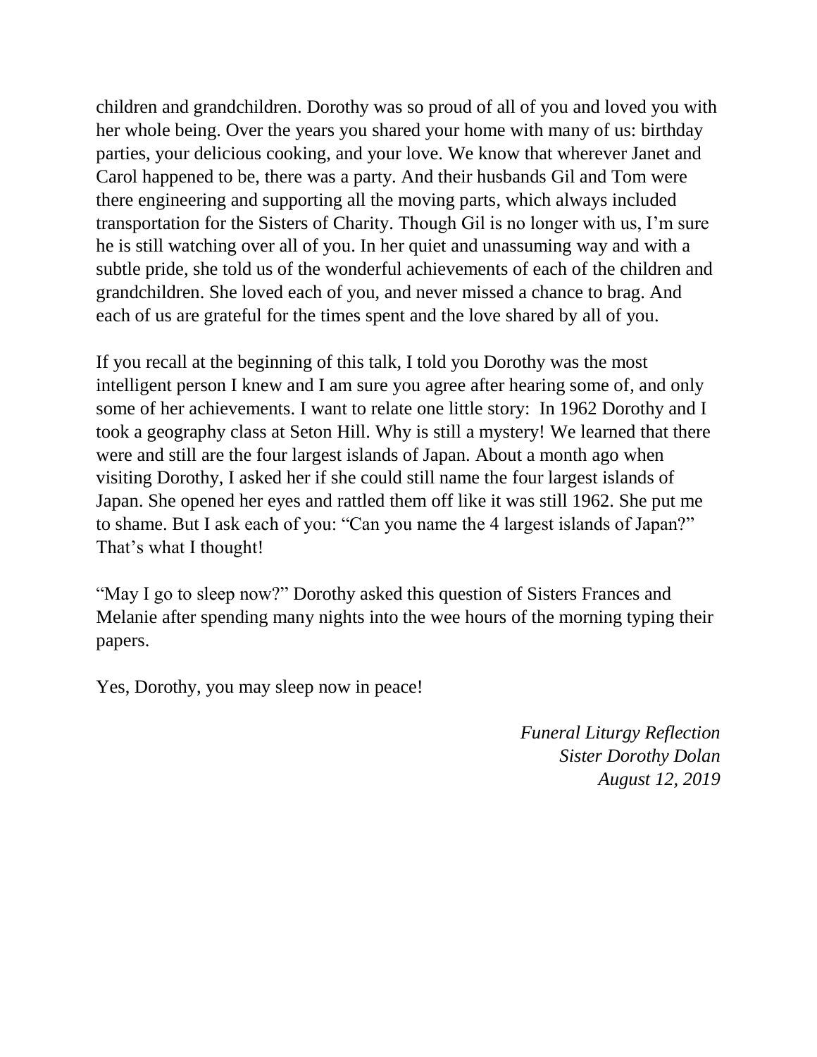children and grandchildren. Dorothy was so proud of all of you and loved you with her whole being. Over the years you shared your home with many of us: birthday parties, your delicious cooking, and your love. We know that wherever Janet and Carol happened to be, there was a party. And their husbands Gil and Tom were there engineering and supporting all the moving parts, which always included transportation for the Sisters of Charity. Though Gil is no longer with us, I'm sure he is still watching over all of you. In her quiet and unassuming way and with a subtle pride, she told us of the wonderful achievements of each of the children and grandchildren. She loved each of you, and never missed a chance to brag. And each of us are grateful for the times spent and the love shared by all of you.

If you recall at the beginning of this talk, I told you Dorothy was the most intelligent person I knew and I am sure you agree after hearing some of, and only some of her achievements. I want to relate one little story: In 1962 Dorothy and I took a geography class at Seton Hill. Why is still a mystery! We learned that there were and still are the four largest islands of Japan. About a month ago when visiting Dorothy, I asked her if she could still name the four largest islands of Japan. She opened her eyes and rattled them off like it was still 1962. She put me to shame. But I ask each of you: "Can you name the 4 largest islands of Japan?" That's what I thought!

"May I go to sleep now?" Dorothy asked this question of Sisters Frances and Melanie after spending many nights into the wee hours of the morning typing their papers.

Yes, Dorothy, you may sleep now in peace!

*Funeral Liturgy Reflection*
*Sister Dorothy Dolan*
*August 12, 2019*